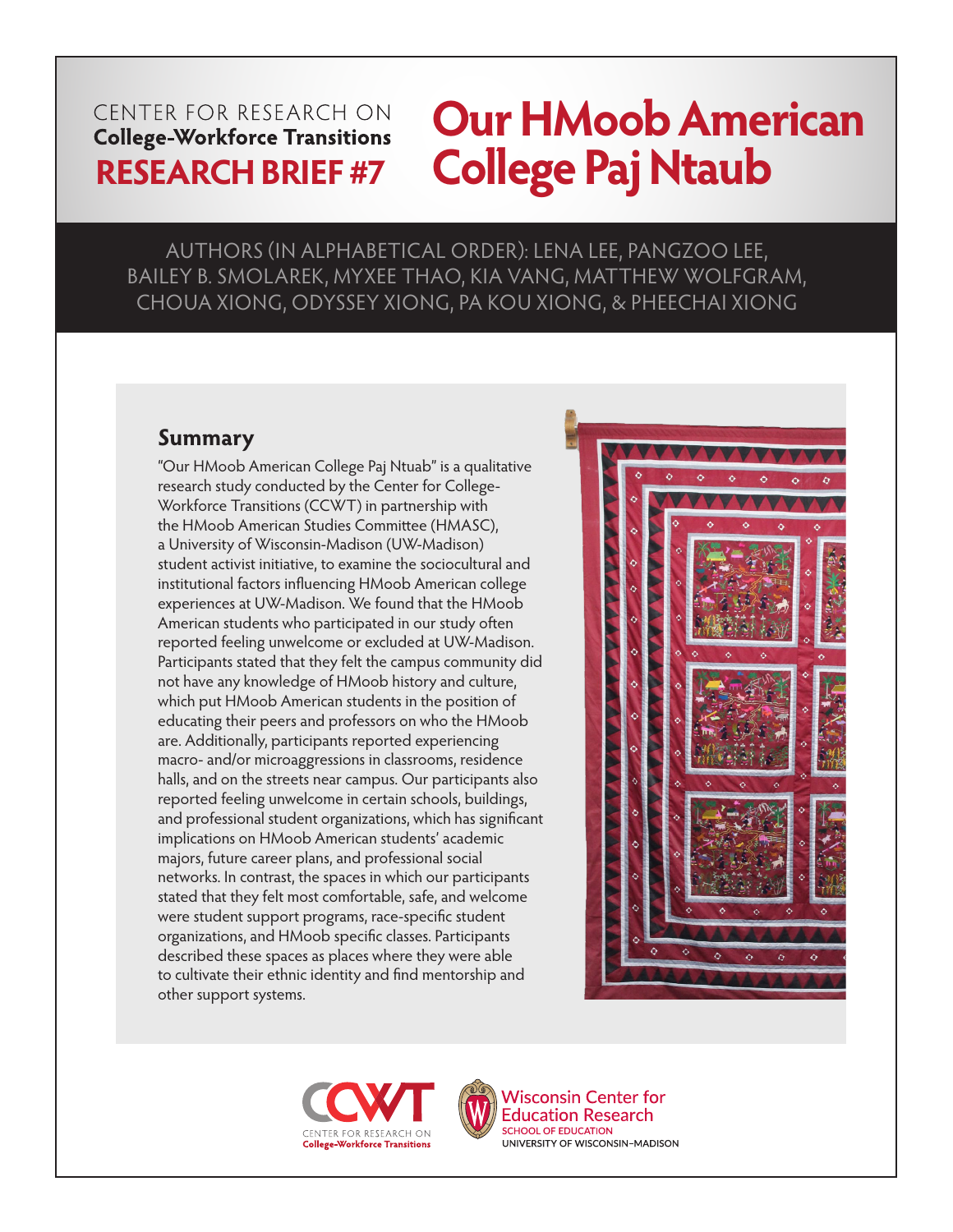CENTER FOR RESEARCH ON
**College-Workforce Transitions**
**RESEARCH BRIEF #7**

# Our HMoob American College Paj Ntaub

AUTHORS (IN ALPHABETICAL ORDER): LENA LEE, PANGZOO LEE, BAILEY B. SMOLAREK, MYXEE THAO, KIA VANG, MATTHEW WOLFGRAM, CHOUA XIONG, ODYSSEY XIONG, PA KOU XIONG, & PHEECHAI XIONG

## Summary

"Our HMoob American College Paj Ntuab" is a qualitative research study conducted by the Center for College-Workforce Transitions (CCWT) in partnership with the HMoob American Studies Committee (HMASC), a University of Wisconsin-Madison (UW-Madison) student activist initiative, to examine the sociocultural and institutional factors influencing HMoob American college experiences at UW-Madison. We found that the HMoob American students who participated in our study often reported feeling unwelcome or excluded at UW-Madison. Participants stated that they felt the campus community did not have any knowledge of HMoob history and culture, which put HMoob American students in the position of educating their peers and professors on who the HMoob are. Additionally, participants reported experiencing macro- and/or microaggressions in classrooms, residence halls, and on the streets near campus. Our participants also reported feeling unwelcome in certain schools, buildings, and professional student organizations, which has significant implications on HMoob American students' academic majors, future career plans, and professional social networks. In contrast, the spaces in which our participants stated that they felt most comfortable, safe, and welcome were student support programs, race-specific student organizations, and HMoob specific classes. Participants described these spaces as places where they were able to cultivate their ethnic identity and find mentorship and other support systems.

CCWT
CENTER FOR RESEARCH ON
College-Workforce Transitions

Wisconsin Center for Education Research
SCHOOL OF EDUCATION
UNIVERSITY OF WISCONSIN–MADISON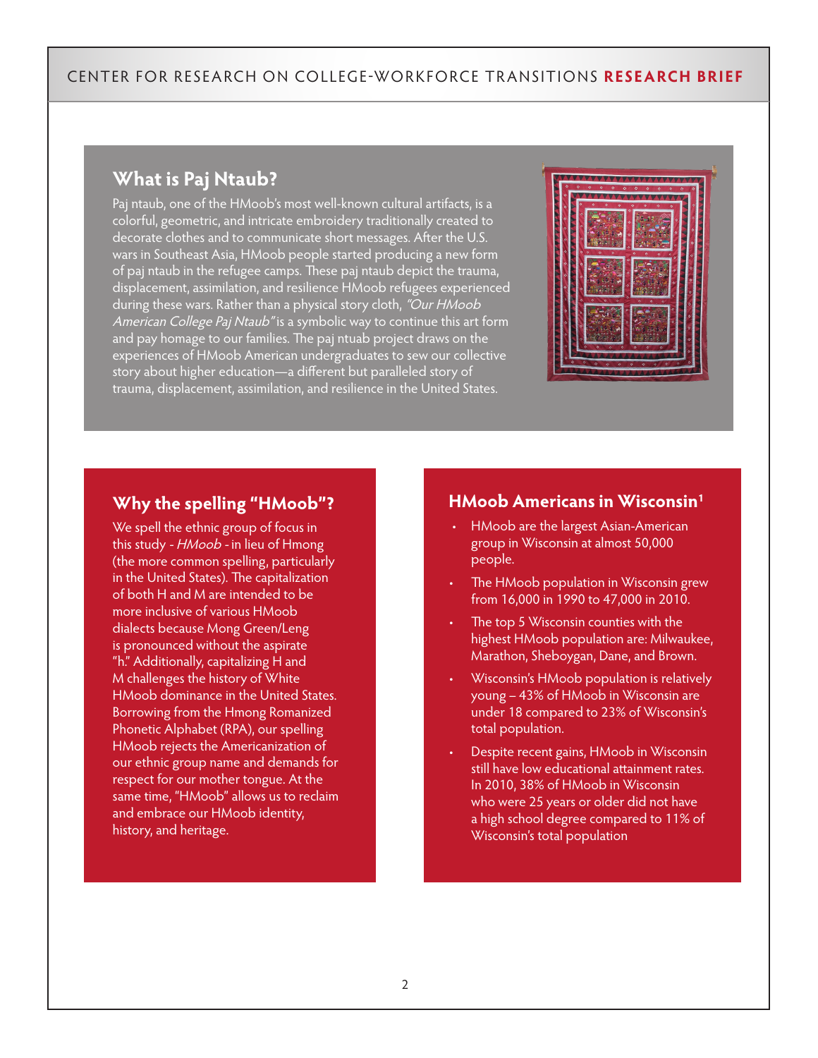## What is Paj Ntaub?

Paj ntaub, one of the HMoob's most well-known cultural artifacts, is a colorful, geometric, and intricate embroidery traditionally created to decorate clothes and to communicate short messages. After the U.S. wars in Southeast Asia, HMoob people started producing a new form of paj ntaub in the refugee camps. These paj ntaub depict the trauma, displacement, assimilation, and resilience HMoob refugees experienced during these wars. Rather than a physical story cloth, *"Our HMoob American College Paj Ntaub"* is a symbolic way to continue this art form and pay homage to our families. The paj ntuab project draws on the experiences of HMoob American undergraduates to sew our collective story about higher education—a different but paralleled story of trauma, displacement, assimilation, and resilience in the United States.

## Why the spelling "HMoob"?

We spell the ethnic group of focus in this study - *HMoob* - in lieu of Hmong (the more common spelling, particularly in the United States). The capitalization of both H and M are intended to be more inclusive of various HMoob dialects because Mong Green/Leng is pronounced without the aspirate "h." Additionally, capitalizing H and M challenges the history of White HMoob dominance in the United States. Borrowing from the Hmong Romanized Phonetic Alphabet (RPA), our spelling HMoob rejects the Americanization of our ethnic group name and demands for respect for our mother tongue. At the same time, "HMoob" allows us to reclaim and embrace our HMoob identity, history, and heritage.

## HMoob Americans in Wisconsin[1]

- HMoob are the largest Asian-American group in Wisconsin at almost 50,000 people.
- The HMoob population in Wisconsin grew from 16,000 in 1990 to 47,000 in 2010.
- The top 5 Wisconsin counties with the highest HMoob population are: Milwaukee, Marathon, Sheboygan, Dane, and Brown.
- Wisconsin's HMoob population is relatively young – 43% of HMoob in Wisconsin are under 18 compared to 23% of Wisconsin's total population.
- Despite recent gains, HMoob in Wisconsin still have low educational attainment rates. In 2010, 38% of HMoob in Wisconsin who were 25 years or older did not have a high school degree compared to 11% of Wisconsin's total population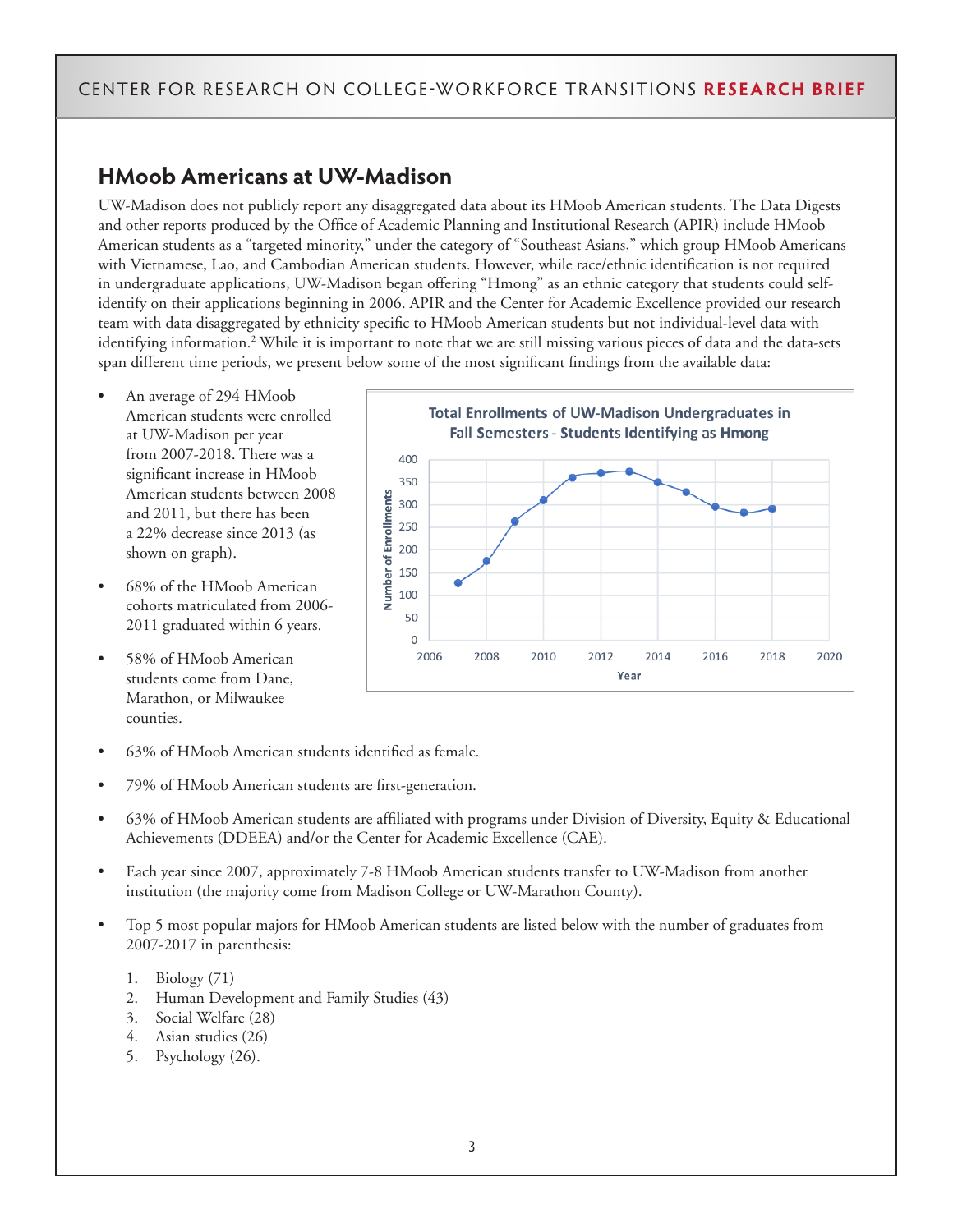## HMoob Americans at UW-Madison

UW-Madison does not publicly report any disaggregated data about its HMoob American students. The Data Digests and other reports produced by the Office of Academic Planning and Institutional Research (APIR) include HMoob American students as a "targeted minority," under the category of "Southeast Asians," which group HMoob Americans with Vietnamese, Lao, and Cambodian American students. However, while race/ethnic identification is not required in undergraduate applications, UW-Madison began offering "Hmong" as an ethnic category that students could self-identify on their applications beginning in 2006. APIR and the Center for Academic Excellence provided our research team with data disaggregated by ethnicity specific to HMoob American students but not individual-level data with identifying information.[2] While it is important to note that we are still missing various pieces of data and the data-sets span different time periods, we present below some of the most significant findings from the available data:

- An average of 294 HMoob American students were enrolled at UW-Madison per year from 2007-2018. There was a significant increase in HMoob American students between 2008 and 2011, but there has been a 22% decrease since 2013 (as shown on graph).
- 68% of the HMoob American cohorts matriculated from 2006-2011 graduated within 6 years.
- 58% of HMoob American students come from Dane, Marathon, or Milwaukee counties.

**Total Enrollments of UW-Madison Undergraduates in Fall Semesters - Students Identifying as Hmong**

- 63% of HMoob American students identified as female.
- 79% of HMoob American students are first-generation.
- 63% of HMoob American students are affiliated with programs under Division of Diversity, Equity & Educational Achievements (DDEEA) and/or the Center for Academic Excellence (CAE).
- Each year since 2007, approximately 7-8 HMoob American students transfer to UW-Madison from another institution (the majority come from Madison College or UW-Marathon County).
- Top 5 most popular majors for HMoob American students are listed below with the number of graduates from 2007-2017 in parenthesis:

  1. Biology (71)
  2. Human Development and Family Studies (43)
  3. Social Welfare (28)
  4. Asian studies (26)
  5. Psychology (26).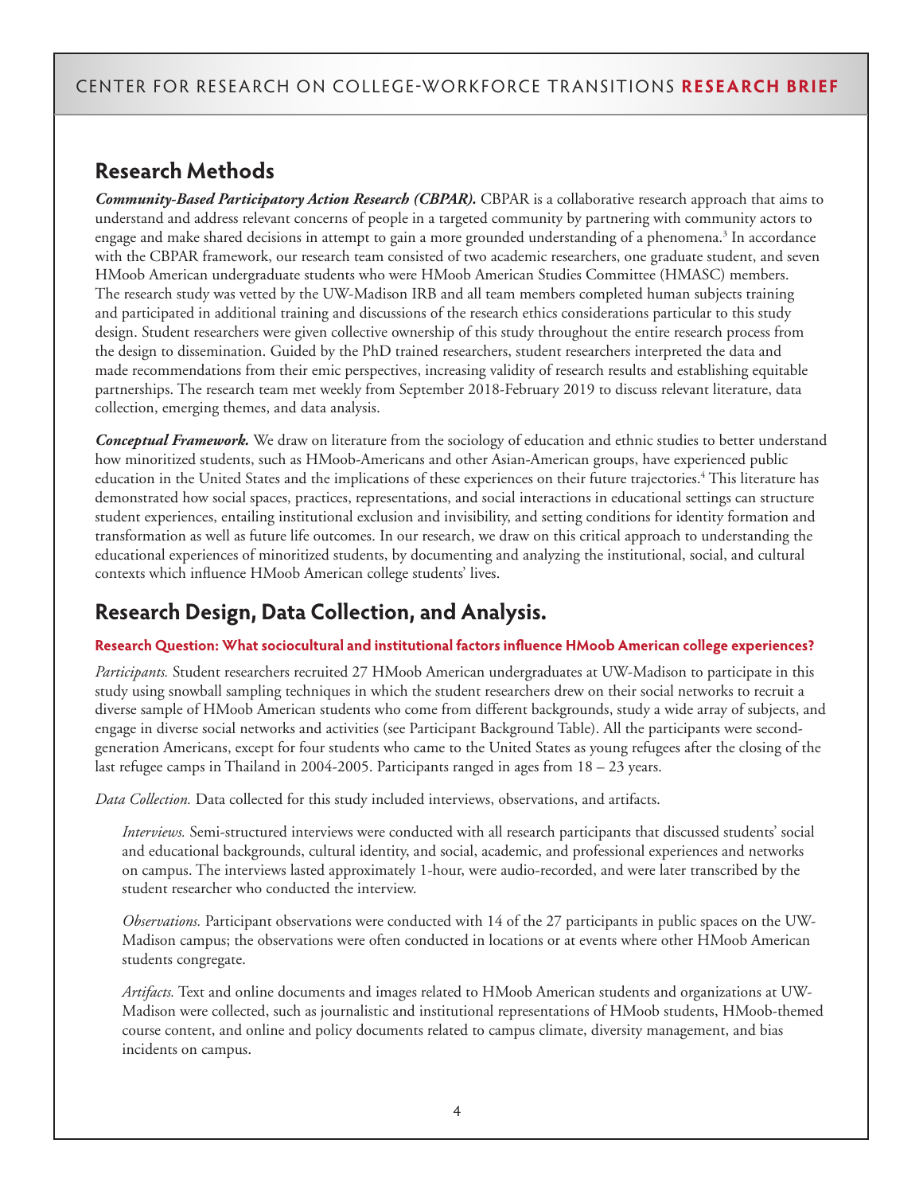## Research Methods

***Community-Based Participatory Action Research (CBPAR).*** CBPAR is a collaborative research approach that aims to understand and address relevant concerns of people in a targeted community by partnering with community actors to engage and make shared decisions in attempt to gain a more grounded understanding of a phenomena.[3] In accordance with the CBPAR framework, our research team consisted of two academic researchers, one graduate student, and seven HMoob American undergraduate students who were HMoob American Studies Committee (HMASC) members. The research study was vetted by the UW-Madison IRB and all team members completed human subjects training and participated in additional training and discussions of the research ethics considerations particular to this study design. Student researchers were given collective ownership of this study throughout the entire research process from the design to dissemination. Guided by the PhD trained researchers, student researchers interpreted the data and made recommendations from their emic perspectives, increasing validity of research results and establishing equitable partnerships. The research team met weekly from September 2018-February 2019 to discuss relevant literature, data collection, emerging themes, and data analysis.

***Conceptual Framework.*** We draw on literature from the sociology of education and ethnic studies to better understand how minoritized students, such as HMoob-Americans and other Asian-American groups, have experienced public education in the United States and the implications of these experiences on their future trajectories.[4] This literature has demonstrated how social spaces, practices, representations, and social interactions in educational settings can structure student experiences, entailing institutional exclusion and invisibility, and setting conditions for identity formation and transformation as well as future life outcomes. In our research, we draw on this critical approach to understanding the educational experiences of minoritized students, by documenting and analyzing the institutional, social, and cultural contexts which influence HMoob American college students' lives.

## Research Design, Data Collection, and Analysis.

**Research Question: What sociocultural and institutional factors influence HMoob American college experiences?**

*Participants.* Student researchers recruited 27 HMoob American undergraduates at UW-Madison to participate in this study using snowball sampling techniques in which the student researchers drew on their social networks to recruit a diverse sample of HMoob American students who come from different backgrounds, study a wide array of subjects, and engage in diverse social networks and activities (see Participant Background Table). All the participants were second-generation Americans, except for four students who came to the United States as young refugees after the closing of the last refugee camps in Thailand in 2004-2005. Participants ranged in ages from 18 – 23 years.

*Data Collection.* Data collected for this study included interviews, observations, and artifacts.

*Interviews.* Semi-structured interviews were conducted with all research participants that discussed students' social and educational backgrounds, cultural identity, and social, academic, and professional experiences and networks on campus. The interviews lasted approximately 1-hour, were audio-recorded, and were later transcribed by the student researcher who conducted the interview.

*Observations.* Participant observations were conducted with 14 of the 27 participants in public spaces on the UW-Madison campus; the observations were often conducted in locations or at events where other HMoob American students congregate.

*Artifacts.* Text and online documents and images related to HMoob American students and organizations at UW-Madison were collected, such as journalistic and institutional representations of HMoob students, HMoob-themed course content, and online and policy documents related to campus climate, diversity management, and bias incidents on campus.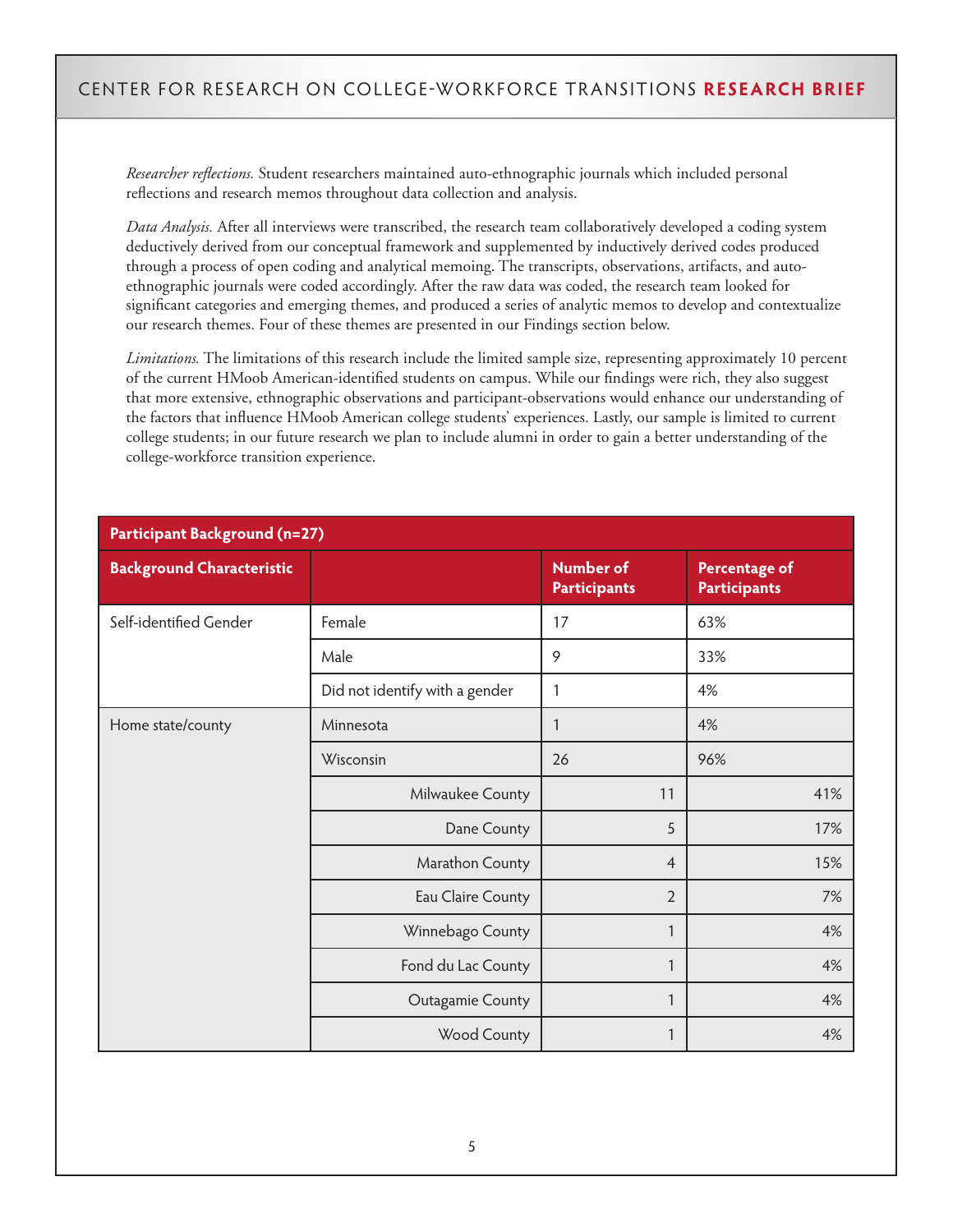*Researcher reflections.* Student researchers maintained auto-ethnographic journals which included personal reflections and research memos throughout data collection and analysis.

*Data Analysis.* After all interviews were transcribed, the research team collaboratively developed a coding system deductively derived from our conceptual framework and supplemented by inductively derived codes produced through a process of open coding and analytical memoing. The transcripts, observations, artifacts, and auto-ethnographic journals were coded accordingly. After the raw data was coded, the research team looked for significant categories and emerging themes, and produced a series of analytic memos to develop and contextualize our research themes. Four of these themes are presented in our Findings section below.

*Limitations.* The limitations of this research include the limited sample size, representing approximately 10 percent of the current HMoob American-identified students on campus. While our findings were rich, they also suggest that more extensive, ethnographic observations and participant-observations would enhance our understanding of the factors that influence HMoob American college students' experiences. Lastly, our sample is limited to current college students; in our future research we plan to include alumni in order to gain a better understanding of the college-workforce transition experience.

**Participant Background (n=27)**

| Background Characteristic | | Number of Participants | Percentage of Participants |
|---|---|---|---|
| Self-identified Gender | Female | 17 | 63% |
| | Male | 9 | 33% |
| | Did not identify with a gender | 1 | 4% |
| Home state/county | Minnesota | 1 | 4% |
| | Wisconsin | 26 | 96% |
| | Milwaukee County | 11 | 41% |
| | Dane County | 5 | 17% |
| | Marathon County | 4 | 15% |
| | Eau Claire County | 2 | 7% |
| | Winnebago County | 1 | 4% |
| | Fond du Lac County | 1 | 4% |
| | Outagamie County | 1 | 4% |
| | Wood County | 1 | 4% |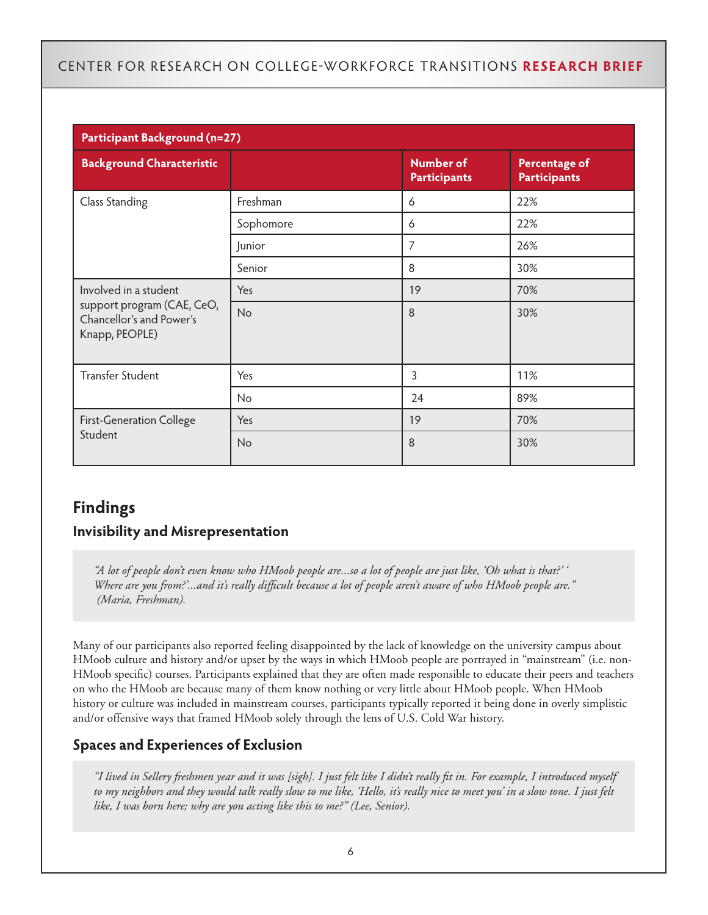| Participant Background (n=27) | | | |
|---|---|---|---|
| **Background Characteristic** | | **Number of Participants** | **Percentage of Participants** |
| Class Standing | Freshman | 6 | 22% |
| | Sophomore | 6 | 22% |
| | Junior | 7 | 26% |
| | Senior | 8 | 30% |
| Involved in a student support program (CAE, CeO, Chancellor's and Power's Knapp, PEOPLE) | Yes | 19 | 70% |
| | No | 8 | 30% |
| Transfer Student | Yes | 3 | 11% |
| | No | 24 | 89% |
| First-Generation College Student | Yes | 19 | 70% |
| | No | 8 | 30% |

## Findings

### Invisibility and Misrepresentation

> *"A lot of people don't even know who HMoob people are...so a lot of people are just like, 'Oh what is that?' 'Where are you from?'...and it's really difficult because a lot of people aren't aware of who HMoob people are." (Maria, Freshman).*

Many of our participants also reported feeling disappointed by the lack of knowledge on the university campus about HMoob culture and history and/or upset by the ways in which HMoob people are portrayed in "mainstream" (i.e. non-HMoob specific) courses. Participants explained that they are often made responsible to educate their peers and teachers on who the HMoob are because many of them know nothing or very little about HMoob people. When HMoob history or culture was included in mainstream courses, participants typically reported it being done in overly simplistic and/or offensive ways that framed HMoob solely through the lens of U.S. Cold War history.

### Spaces and Experiences of Exclusion

> *"I lived in Sellery freshmen year and it was [sigh]. I just felt like I didn't really fit in. For example, I introduced myself to my neighbors and they would talk really slow to me like, 'Hello, it's really nice to meet you' in a slow tone. I just felt like, I was born here; why are you acting like this to me?" (Lee, Senior).*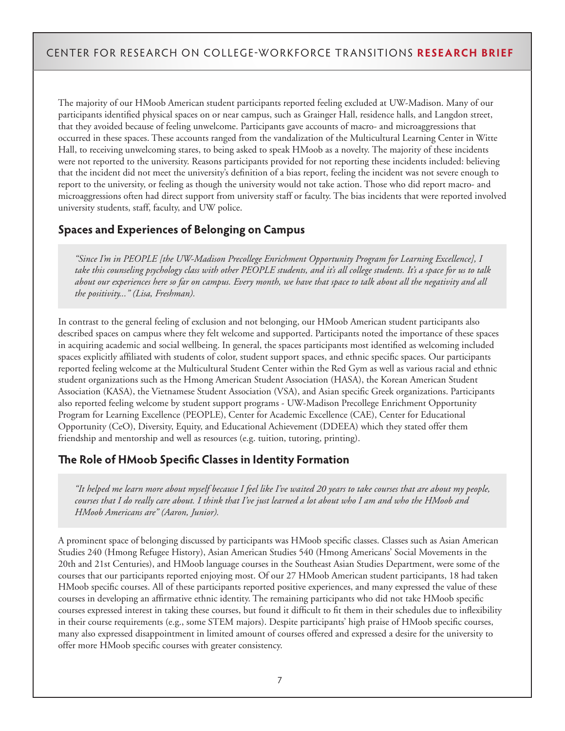The majority of our HMoob American student participants reported feeling excluded at UW-Madison. Many of our participants identified physical spaces on or near campus, such as Grainger Hall, residence halls, and Langdon street, that they avoided because of feeling unwelcome. Participants gave accounts of macro- and microaggressions that occurred in these spaces. These accounts ranged from the vandalization of the Multicultural Learning Center in Witte Hall, to receiving unwelcoming stares, to being asked to speak HMoob as a novelty. The majority of these incidents were not reported to the university. Reasons participants provided for not reporting these incidents included: believing that the incident did not meet the university's definition of a bias report, feeling the incident was not severe enough to report to the university, or feeling as though the university would not take action. Those who did report macro- and microaggressions often had direct support from university staff or faculty. The bias incidents that were reported involved university students, staff, faculty, and UW police.

## Spaces and Experiences of Belonging on Campus

> *"Since I'm in PEOPLE [the UW-Madison Precollege Enrichment Opportunity Program for Learning Excellence], I take this counseling psychology class with other PEOPLE students, and it's all college students. It's a space for us to talk about our experiences here so far on campus. Every month, we have that space to talk about all the negativity and all the positivity..." (Lisa, Freshman).*

In contrast to the general feeling of exclusion and not belonging, our HMoob American student participants also described spaces on campus where they felt welcome and supported. Participants noted the importance of these spaces in acquiring academic and social wellbeing. In general, the spaces participants most identified as welcoming included spaces explicitly affiliated with students of color, student support spaces, and ethnic specific spaces. Our participants reported feeling welcome at the Multicultural Student Center within the Red Gym as well as various racial and ethnic student organizations such as the Hmong American Student Association (HASA), the Korean American Student Association (KASA), the Vietnamese Student Association (VSA), and Asian specific Greek organizations. Participants also reported feeling welcome by student support programs - UW-Madison Precollege Enrichment Opportunity Program for Learning Excellence (PEOPLE), Center for Academic Excellence (CAE), Center for Educational Opportunity (CeO), Diversity, Equity, and Educational Achievement (DDEEA) which they stated offer them friendship and mentorship and well as resources (e.g. tuition, tutoring, printing).

## The Role of HMoob Specific Classes in Identity Formation

> *"It helped me learn more about myself because I feel like I've waited 20 years to take courses that are about my people, courses that I do really care about. I think that I've just learned a lot about who I am and who the HMoob and HMoob Americans are" (Aaron, Junior).*

A prominent space of belonging discussed by participants was HMoob specific classes. Classes such as Asian American Studies 240 (Hmong Refugee History), Asian American Studies 540 (Hmong Americans' Social Movements in the 20th and 21st Centuries), and HMoob language courses in the Southeast Asian Studies Department, were some of the courses that our participants reported enjoying most. Of our 27 HMoob American student participants, 18 had taken HMoob specific courses. All of these participants reported positive experiences, and many expressed the value of these courses in developing an affirmative ethnic identity. The remaining participants who did not take HMoob specific courses expressed interest in taking these courses, but found it difficult to fit them in their schedules due to inflexibility in their course requirements (e.g., some STEM majors). Despite participants' high praise of HMoob specific courses, many also expressed disappointment in limited amount of courses offered and expressed a desire for the university to offer more HMoob specific courses with greater consistency.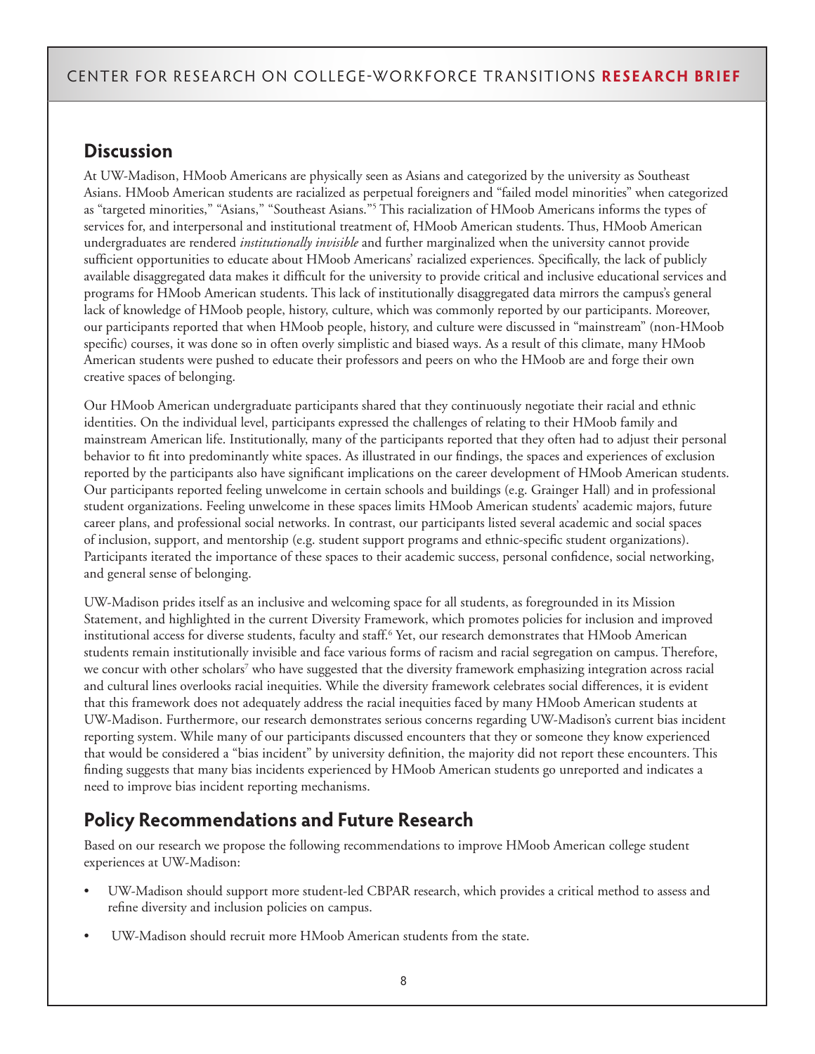## Discussion

At UW-Madison, HMoob Americans are physically seen as Asians and categorized by the university as Southeast Asians. HMoob American students are racialized as perpetual foreigners and "failed model minorities" when categorized as "targeted minorities," "Asians," "Southeast Asians."[5] This racialization of HMoob Americans informs the types of services for, and interpersonal and institutional treatment of, HMoob American students. Thus, HMoob American undergraduates are rendered *institutionally invisible* and further marginalized when the university cannot provide sufficient opportunities to educate about HMoob Americans' racialized experiences. Specifically, the lack of publicly available disaggregated data makes it difficult for the university to provide critical and inclusive educational services and programs for HMoob American students. This lack of institutionally disaggregated data mirrors the campus's general lack of knowledge of HMoob people, history, culture, which was commonly reported by our participants. Moreover, our participants reported that when HMoob people, history, and culture were discussed in "mainstream" (non-HMoob specific) courses, it was done so in often overly simplistic and biased ways. As a result of this climate, many HMoob American students were pushed to educate their professors and peers on who the HMoob are and forge their own creative spaces of belonging.

Our HMoob American undergraduate participants shared that they continuously negotiate their racial and ethnic identities. On the individual level, participants expressed the challenges of relating to their HMoob family and mainstream American life. Institutionally, many of the participants reported that they often had to adjust their personal behavior to fit into predominantly white spaces. As illustrated in our findings, the spaces and experiences of exclusion reported by the participants also have significant implications on the career development of HMoob American students. Our participants reported feeling unwelcome in certain schools and buildings (e.g. Grainger Hall) and in professional student organizations. Feeling unwelcome in these spaces limits HMoob American students' academic majors, future career plans, and professional social networks. In contrast, our participants listed several academic and social spaces of inclusion, support, and mentorship (e.g. student support programs and ethnic-specific student organizations). Participants iterated the importance of these spaces to their academic success, personal confidence, social networking, and general sense of belonging.

UW-Madison prides itself as an inclusive and welcoming space for all students, as foregrounded in its Mission Statement, and highlighted in the current Diversity Framework, which promotes policies for inclusion and improved institutional access for diverse students, faculty and staff.[6] Yet, our research demonstrates that HMoob American students remain institutionally invisible and face various forms of racism and racial segregation on campus. Therefore, we concur with other scholars[7] who have suggested that the diversity framework emphasizing integration across racial and cultural lines overlooks racial inequities. While the diversity framework celebrates social differences, it is evident that this framework does not adequately address the racial inequities faced by many HMoob American students at UW-Madison. Furthermore, our research demonstrates serious concerns regarding UW-Madison's current bias incident reporting system. While many of our participants discussed encounters that they or someone they know experienced that would be considered a "bias incident" by university definition, the majority did not report these encounters. This finding suggests that many bias incidents experienced by HMoob American students go unreported and indicates a need to improve bias incident reporting mechanisms.

## Policy Recommendations and Future Research

Based on our research we propose the following recommendations to improve HMoob American college student experiences at UW-Madison:

- UW-Madison should support more student-led CBPAR research, which provides a critical method to assess and refine diversity and inclusion policies on campus.
- UW-Madison should recruit more HMoob American students from the state.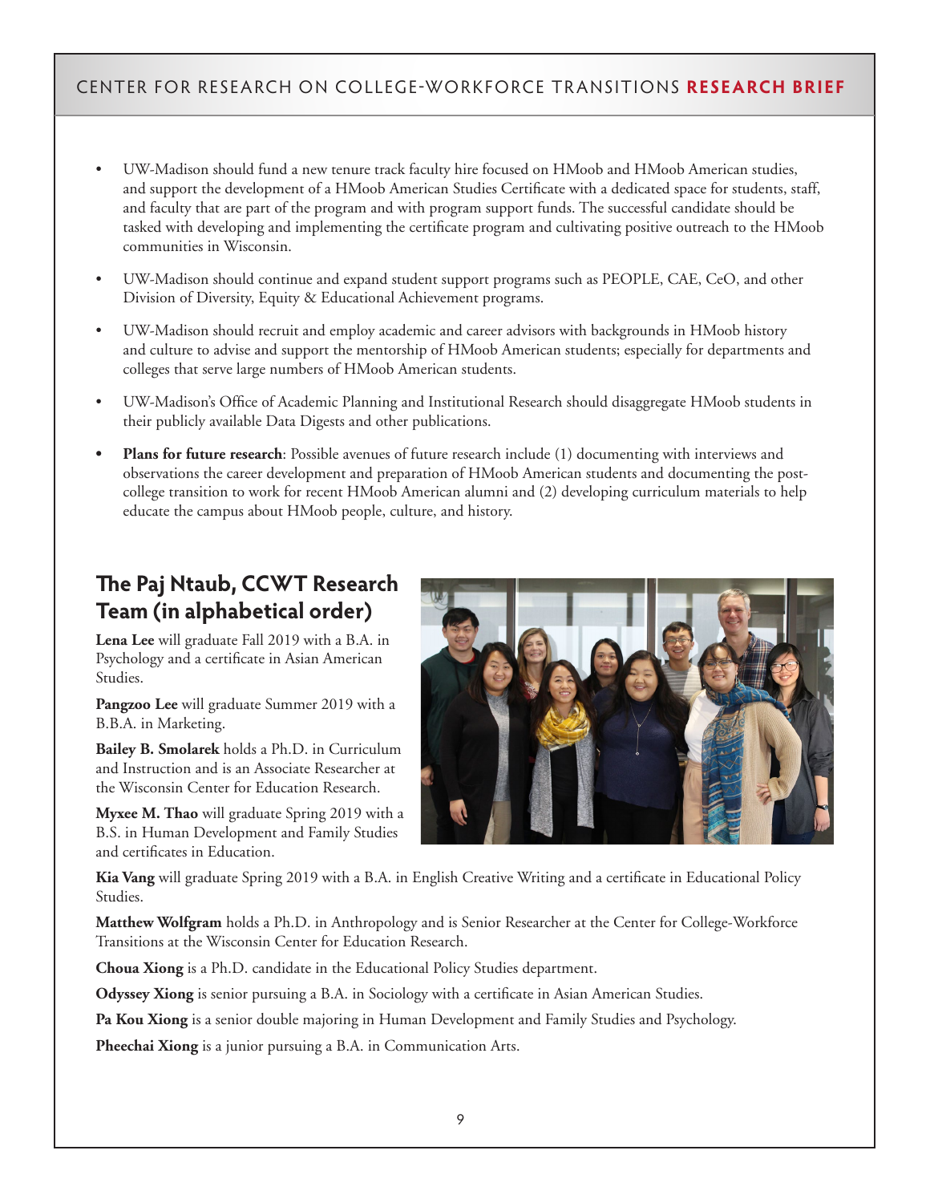- UW-Madison should fund a new tenure track faculty hire focused on HMoob and HMoob American studies, and support the development of a HMoob American Studies Certificate with a dedicated space for students, staff, and faculty that are part of the program and with program support funds. The successful candidate should be tasked with developing and implementing the certificate program and cultivating positive outreach to the HMoob communities in Wisconsin.
- UW-Madison should continue and expand student support programs such as PEOPLE, CAE, CeO, and other Division of Diversity, Equity & Educational Achievement programs.
- UW-Madison should recruit and employ academic and career advisors with backgrounds in HMoob history and culture to advise and support the mentorship of HMoob American students; especially for departments and colleges that serve large numbers of HMoob American students.
- UW-Madison's Office of Academic Planning and Institutional Research should disaggregate HMoob students in their publicly available Data Digests and other publications.
- **Plans for future research**: Possible avenues of future research include (1) documenting with interviews and observations the career development and preparation of HMoob American students and documenting the post-college transition to work for recent HMoob American alumni and (2) developing curriculum materials to help educate the campus about HMoob people, culture, and history.

## The Paj Ntaub, CCWT Research Team (in alphabetical order)

**Lena Lee** will graduate Fall 2019 with a B.A. in Psychology and a certificate in Asian American Studies.

**Pangzoo Lee** will graduate Summer 2019 with a B.B.A. in Marketing.

**Bailey B. Smolarek** holds a Ph.D. in Curriculum and Instruction and is an Associate Researcher at the Wisconsin Center for Education Research.

**Myxee M. Thao** will graduate Spring 2019 with a B.S. in Human Development and Family Studies and certificates in Education.

**Kia Vang** will graduate Spring 2019 with a B.A. in English Creative Writing and a certificate in Educational Policy Studies.

**Matthew Wolfgram** holds a Ph.D. in Anthropology and is Senior Researcher at the Center for College-Workforce Transitions at the Wisconsin Center for Education Research.

**Choua Xiong** is a Ph.D. candidate in the Educational Policy Studies department.

**Odyssey Xiong** is senior pursuing a B.A. in Sociology with a certificate in Asian American Studies.

**Pa Kou Xiong** is a senior double majoring in Human Development and Family Studies and Psychology.

**Pheechai Xiong** is a junior pursuing a B.A. in Communication Arts.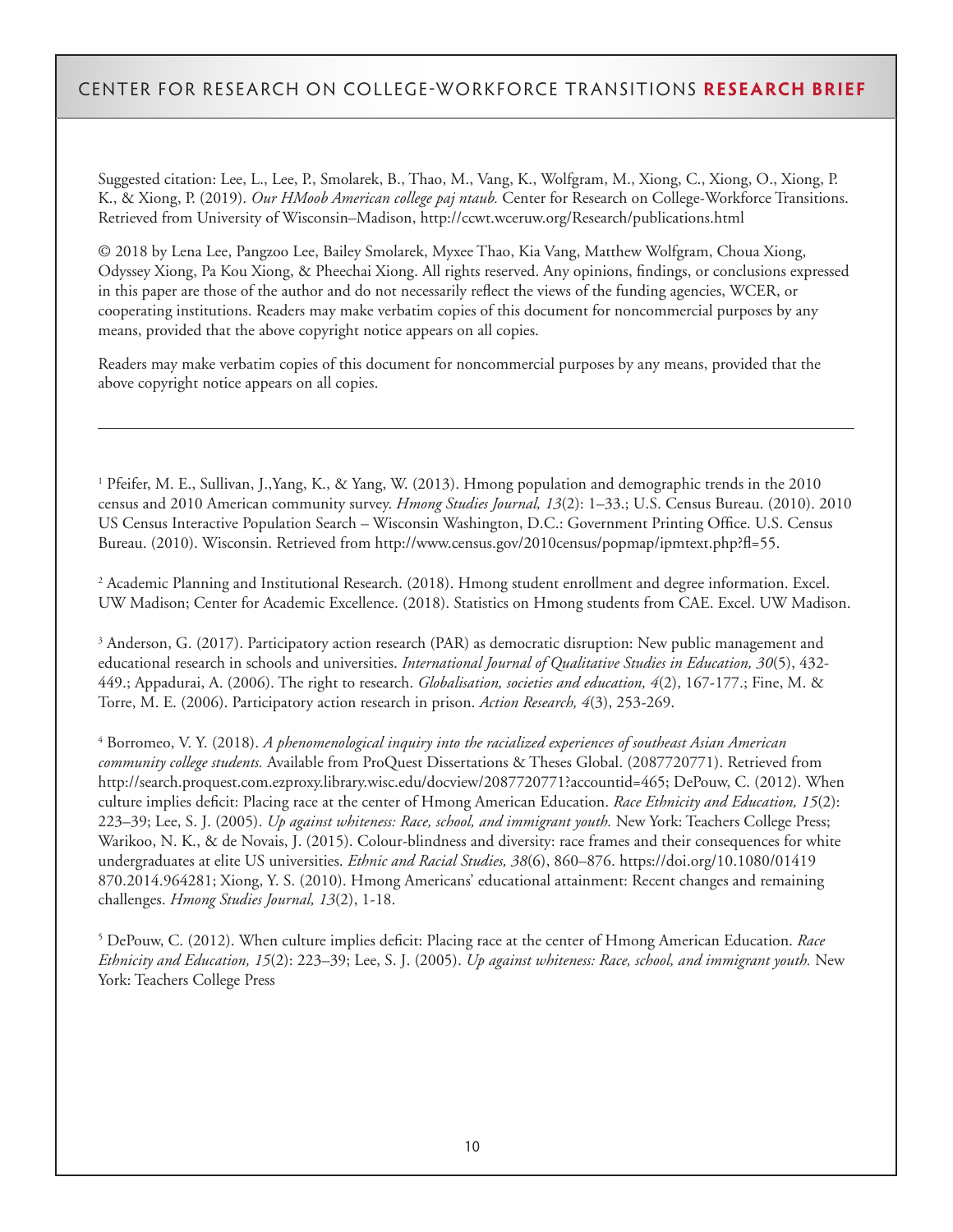Suggested citation: Lee, L., Lee, P., Smolarek, B., Thao, M., Vang, K., Wolfgram, M., Xiong, C., Xiong, O., Xiong, P. K., & Xiong, P. (2019). *Our HMoob American college paj ntaub.* Center for Research on College-Workforce Transitions. Retrieved from University of Wisconsin–Madison, http://ccwt.wceruw.org/Research/publications.html

© 2018 by Lena Lee, Pangzoo Lee, Bailey Smolarek, Myxee Thao, Kia Vang, Matthew Wolfgram, Choua Xiong, Odyssey Xiong, Pa Kou Xiong, & Pheechai Xiong. All rights reserved. Any opinions, findings, or conclusions expressed in this paper are those of the author and do not necessarily reflect the views of the funding agencies, WCER, or cooperating institutions. Readers may make verbatim copies of this document for noncommercial purposes by any means, provided that the above copyright notice appears on all copies.

Readers may make verbatim copies of this document for noncommercial purposes by any means, provided that the above copyright notice appears on all copies.

---

[1] Pfeifer, M. E., Sullivan, J.,Yang, K., & Yang, W. (2013). Hmong population and demographic trends in the 2010 census and 2010 American community survey. *Hmong Studies Journal, 13*(2): 1–33.; U.S. Census Bureau. (2010). 2010 US Census Interactive Population Search – Wisconsin Washington, D.C.: Government Printing Office. U.S. Census Bureau. (2010). Wisconsin. Retrieved from http://www.census.gov/2010census/popmap/ipmtext.php?fl=55.

[2] Academic Planning and Institutional Research. (2018). Hmong student enrollment and degree information. Excel. UW Madison; Center for Academic Excellence. (2018). Statistics on Hmong students from CAE. Excel. UW Madison.

[3] Anderson, G. (2017). Participatory action research (PAR) as democratic disruption: New public management and educational research in schools and universities. *International Journal of Qualitative Studies in Education, 30*(5), 432-449.; Appadurai, A. (2006). The right to research. *Globalisation, societies and education, 4*(2), 167-177.; Fine, M. & Torre, M. E. (2006). Participatory action research in prison. *Action Research, 4*(3), 253-269.

[4] Borromeo, V. Y. (2018). *A phenomenological inquiry into the racialized experiences of southeast Asian American community college students.* Available from ProQuest Dissertations & Theses Global. (2087720771). Retrieved from http://search.proquest.com.ezproxy.library.wisc.edu/docview/2087720771?accountid=465; DePouw, C. (2012). When culture implies deficit: Placing race at the center of Hmong American Education. *Race Ethnicity and Education, 15*(2): 223–39; Lee, S. J. (2005). *Up against whiteness: Race, school, and immigrant youth.* New York: Teachers College Press; Warikoo, N. K., & de Novais, J. (2015). Colour-blindness and diversity: race frames and their consequences for white undergraduates at elite US universities. *Ethnic and Racial Studies, 38*(6), 860–876. https://doi.org/10.1080/01419870.2014.964281; Xiong, Y. S. (2010). Hmong Americans' educational attainment: Recent changes and remaining challenges. *Hmong Studies Journal, 13*(2), 1-18.

[5] DePouw, C. (2012). When culture implies deficit: Placing race at the center of Hmong American Education. *Race Ethnicity and Education, 15*(2): 223–39; Lee, S. J. (2005). *Up against whiteness: Race, school, and immigrant youth.* New York: Teachers College Press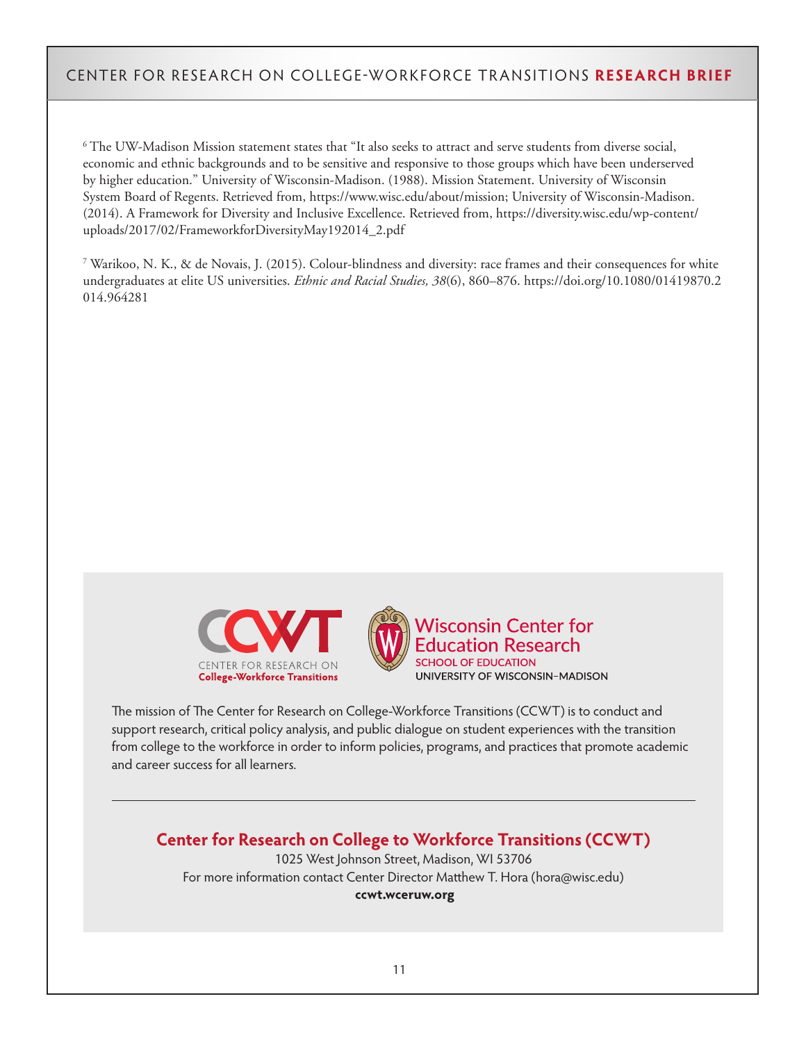[6] The UW-Madison Mission statement states that "It also seeks to attract and serve students from diverse social, economic and ethnic backgrounds and to be sensitive and responsive to those groups which have been underserved by higher education." University of Wisconsin-Madison. (1988). Mission Statement. University of Wisconsin System Board of Regents. Retrieved from, https://www.wisc.edu/about/mission; University of Wisconsin-Madison. (2014). A Framework for Diversity and Inclusive Excellence. Retrieved from, https://diversity.wisc.edu/wp-content/uploads/2017/02/FrameworkforDiversityMay192014_2.pdf

[7] Warikoo, N. K., & de Novais, J. (2015). Colour-blindness and diversity: race frames and their consequences for white undergraduates at elite US universities. *Ethnic and Racial Studies, 38*(6), 860–876. https://doi.org/10.1080/01419870.2014.964281

CCWT
CENTER FOR RESEARCH ON
**College-Workforce Transitions**

Wisconsin Center for Education Research
SCHOOL OF EDUCATION
UNIVERSITY OF WISCONSIN–MADISON

The mission of The Center for Research on College-Workforce Transitions (CCWT) is to conduct and support research, critical policy analysis, and public dialogue on student experiences with the transition from college to the workforce in order to inform policies, programs, and practices that promote academic and career success for all learners.

---

**Center for Research on College to Workforce Transitions (CCWT)**

1025 West Johnson Street, Madison, WI 53706
For more information contact Center Director Matthew T. Hora (hora@wisc.edu)
**ccwt.wceruw.org**